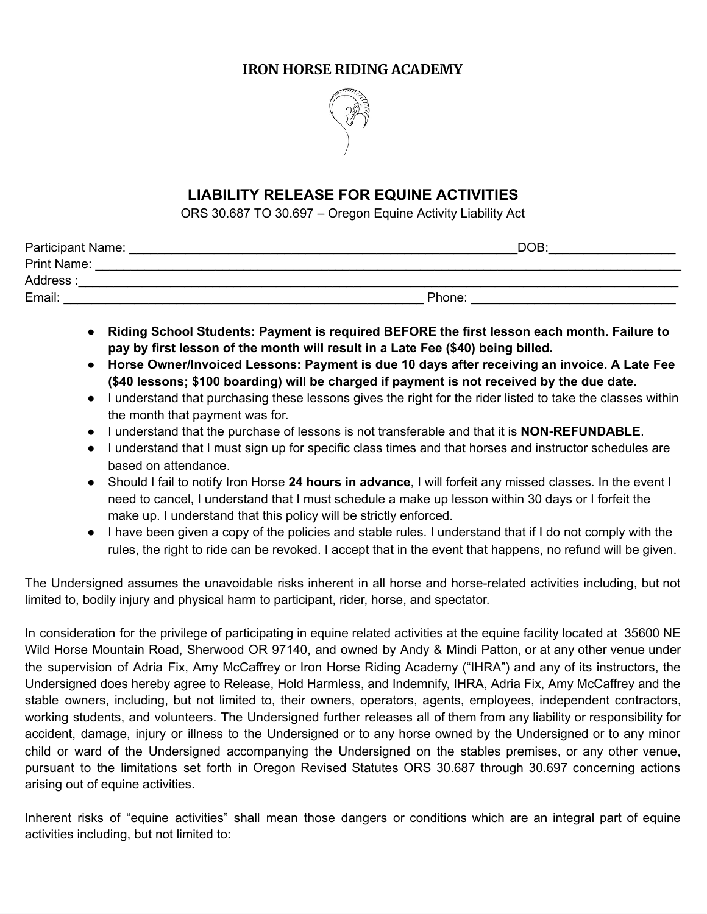# IRON HORSE RIDING ACADEMY

## LIABILITY RELEASE FOR EQUINE ACTIVITIES

ORS 30.687 TO 30.697 – Oregon Equine Activity Liability Act

Participant Name: ________________________________________________________DOB:_________________

Print Name: ______________________________________________________________________________

Address :_________________________________________________________________________________

Email: ___________________________________________________ Phone: ____________________________

- **Riding School Students: Payment is required BEFORE the first lesson each month. Failure to pay by first lesson of the month will result in a Late Fee ($40) being billed.**
- **Horse Owner/Invoiced Lessons: Payment is due 10 days after receiving an invoice. A Late Fee ($40 lessons; $100 boarding) will be charged if payment is not received by the due date.**
- I understand that purchasing these lessons gives the right for the rider listed to take the classes within the month that payment was for.
- I understand that the purchase of lessons is not transferable and that it is **NON-REFUNDABLE**.
- I understand that I must sign up for specific class times and that horses and instructor schedules are based on attendance.
- Should I fail to notify Iron Horse **24 hours in advance**, I will forfeit any missed classes. In the event I need to cancel, I understand that I must schedule a make up lesson within 30 days or I forfeit the make up. I understand that this policy will be strictly enforced.
- I have been given a copy of the policies and stable rules. I understand that if I do not comply with the rules, the right to ride can be revoked. I accept that in the event that happens, no refund will be given.

The Undersigned assumes the unavoidable risks inherent in all horse and horse-related activities including, but not limited to, bodily injury and physical harm to participant, rider, horse, and spectator.

In consideration for the privilege of participating in equine related activities at the equine facility located at 35600 NE Wild Horse Mountain Road, Sherwood OR 97140, and owned by Andy & Mindi Patton, or at any other venue under the supervision of Adria Fix, Amy McCaffrey or Iron Horse Riding Academy ("IHRA") and any of its instructors, the Undersigned does hereby agree to Release, Hold Harmless, and Indemnify, IHRA, Adria Fix, Amy McCaffrey and the stable owners, including, but not limited to, their owners, operators, agents, employees, independent contractors, working students, and volunteers. The Undersigned further releases all of them from any liability or responsibility for accident, damage, injury or illness to the Undersigned or to any horse owned by the Undersigned or to any minor child or ward of the Undersigned accompanying the Undersigned on the stables premises, or any other venue, pursuant to the limitations set forth in Oregon Revised Statutes ORS 30.687 through 30.697 concerning actions arising out of equine activities.

Inherent risks of "equine activities" shall mean those dangers or conditions which are an integral part of equine activities including, but not limited to: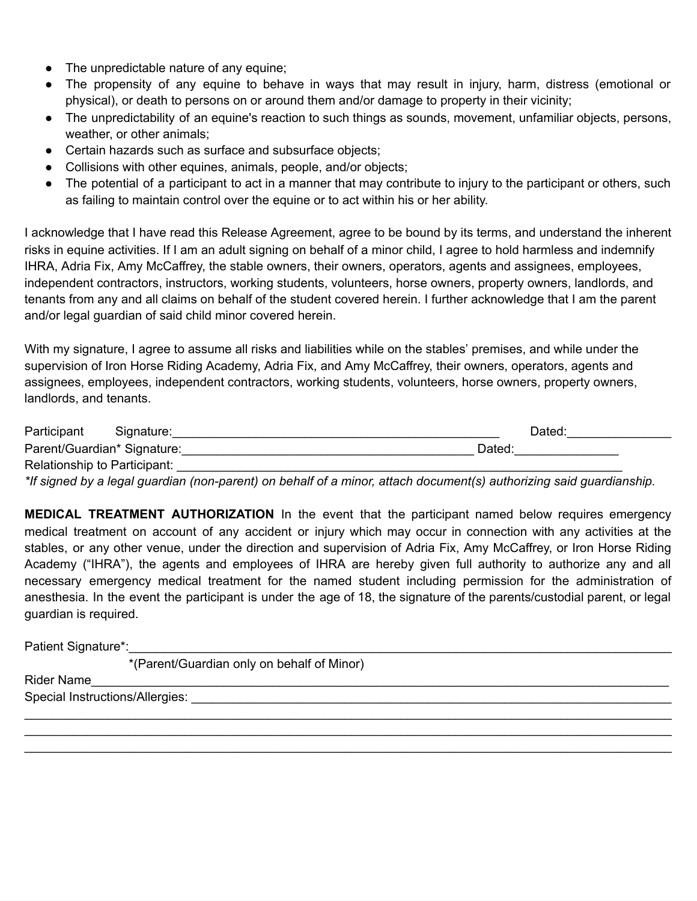- The unpredictable nature of any equine;
- The propensity of any equine to behave in ways that may result in injury, harm, distress (emotional or physical), or death to persons on or around them and/or damage to property in their vicinity;
- The unpredictability of an equine's reaction to such things as sounds, movement, unfamiliar objects, persons, weather, or other animals;
- Certain hazards such as surface and subsurface objects;
- Collisions with other equines, animals, people, and/or objects;
- The potential of a participant to act in a manner that may contribute to injury to the participant or others, such as failing to maintain control over the equine or to act within his or her ability.

I acknowledge that I have read this Release Agreement, agree to be bound by its terms, and understand the inherent risks in equine activities. If I am an adult signing on behalf of a minor child, I agree to hold harmless and indemnify IHRA, Adria Fix, Amy McCaffrey, the stable owners, their owners, operators, agents and assignees, employees, independent contractors, instructors, working students, volunteers, horse owners, property owners, landlords, and tenants from any and all claims on behalf of the student covered herein. I further acknowledge that I am the parent and/or legal guardian of said child minor covered herein.

With my signature, I agree to assume all risks and liabilities while on the stables' premises, and while under the supervision of Iron Horse Riding Academy, Adria Fix, and Amy McCaffrey, their owners, operators, agents and assignees, employees, independent contractors, working students, volunteers, horse owners, property owners, landlords, and tenants.

Participant Signature:_________________________________________________ Dated:_______________

Parent/Guardian* Signature:____________________________________________ Dated:_______________

Relationship to Participant: _____________________________________________________________

*\*If signed by a legal guardian (non-parent) on behalf of a minor, attach document(s) authorizing said guardianship.*

**MEDICAL TREATMENT AUTHORIZATION** In the event that the participant named below requires emergency medical treatment on account of any accident or injury which may occur in connection with any activities at the stables, or any other venue, under the direction and supervision of Adria Fix, Amy McCaffrey, or Iron Horse Riding Academy ("IHRA"), the agents and employees of IHRA are hereby given full authority to authorize any and all necessary emergency medical treatment for the named student including permission for the administration of anesthesia. In the event the participant is under the age of 18, the signature of the parents/custodial parent, or legal guardian is required.

Patient Signature*:_______________________________________________________________________

*(Parent/Guardian only on behalf of Minor)

Rider Name_______________________________________________________________________________

Special Instructions/Allergies: ____________________________________________________________

_________________________________________________________________________________________

_________________________________________________________________________________________

_________________________________________________________________________________________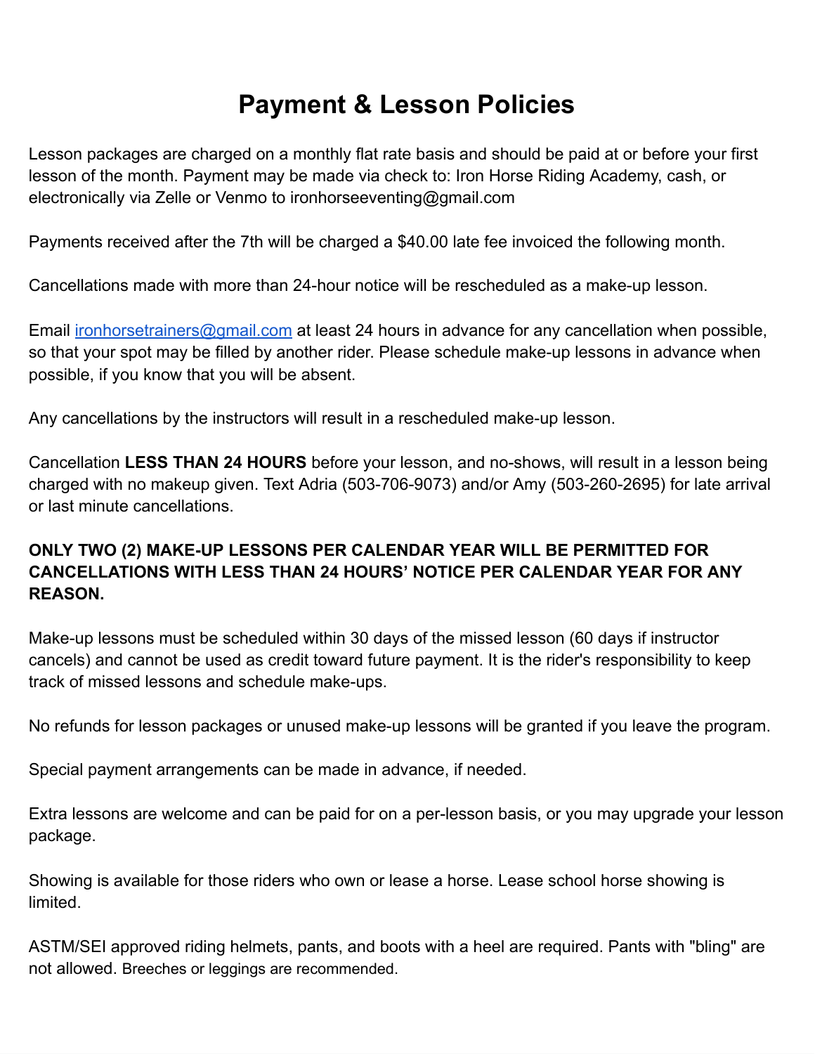# Payment & Lesson Policies

Lesson packages are charged on a monthly flat rate basis and should be paid at or before your first lesson of the month. Payment may be made via check to: Iron Horse Riding Academy, cash, or electronically via Zelle or Venmo to ironhorseeventing@gmail.com

Payments received after the 7th will be charged a $40.00 late fee invoiced the following month.

Cancellations made with more than 24-hour notice will be rescheduled as a make-up lesson.

Email [ironhorsetrainers@gmail.com](mailto:ironhorsetrainers@gmail.com) at least 24 hours in advance for any cancellation when possible, so that your spot may be filled by another rider. Please schedule make-up lessons in advance when possible, if you know that you will be absent.

Any cancellations by the instructors will result in a rescheduled make-up lesson.

Cancellation **LESS THAN 24 HOURS** before your lesson, and no-shows, will result in a lesson being charged with no makeup given. Text Adria (503-706-9073) and/or Amy (503-260-2695) for late arrival or last minute cancellations.

**ONLY TWO (2) MAKE-UP LESSONS PER CALENDAR YEAR WILL BE PERMITTED FOR CANCELLATIONS WITH LESS THAN 24 HOURS' NOTICE PER CALENDAR YEAR FOR ANY REASON.**

Make-up lessons must be scheduled within 30 days of the missed lesson (60 days if instructor cancels) and cannot be used as credit toward future payment. It is the rider's responsibility to keep track of missed lessons and schedule make-ups.

No refunds for lesson packages or unused make-up lessons will be granted if you leave the program.

Special payment arrangements can be made in advance, if needed.

Extra lessons are welcome and can be paid for on a per-lesson basis, or you may upgrade your lesson package.

Showing is available for those riders who own or lease a horse. Lease school horse showing is limited.

ASTM/SEI approved riding helmets, pants, and boots with a heel are required. Pants with "bling" are not allowed. Breeches or leggings are recommended.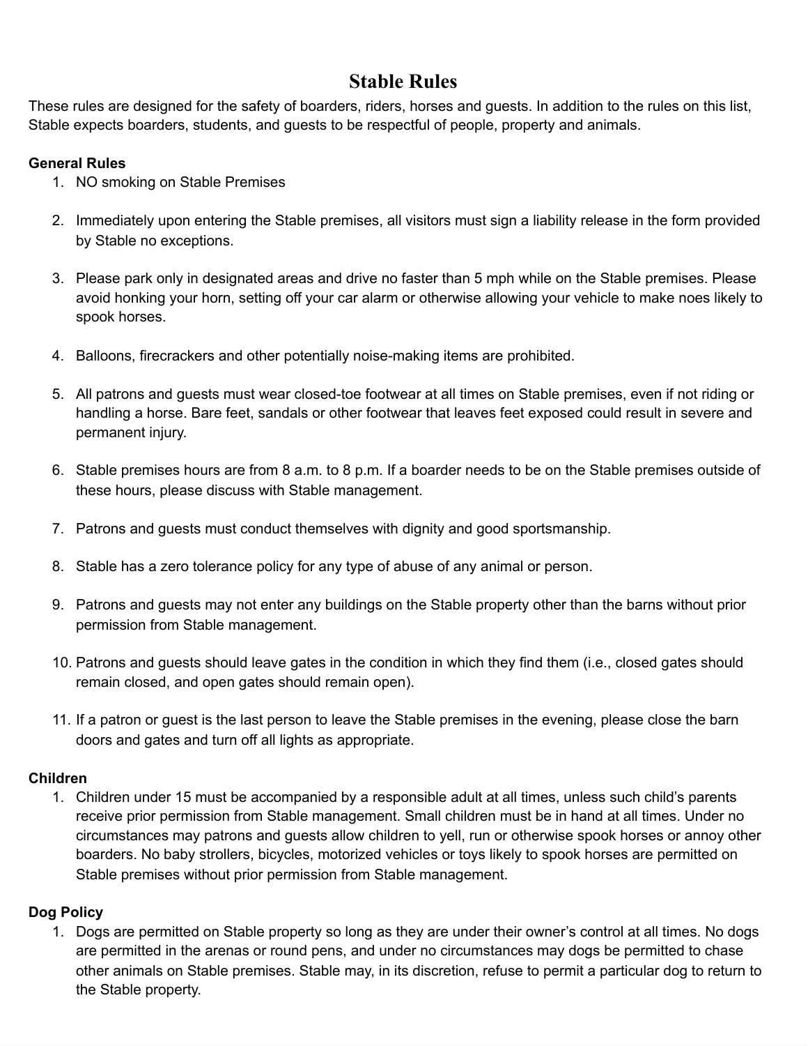# Stable Rules

These rules are designed for the safety of boarders, riders, horses and guests. In addition to the rules on this list, Stable expects boarders, students, and guests to be respectful of people, property and animals.

**General Rules**

1. NO smoking on Stable Premises
2. Immediately upon entering the Stable premises, all visitors must sign a liability release in the form provided by Stable no exceptions.
3. Please park only in designated areas and drive no faster than 5 mph while on the Stable premises. Please avoid honking your horn, setting off your car alarm or otherwise allowing your vehicle to make noes likely to spook horses.
4. Balloons, firecrackers and other potentially noise-making items are prohibited.
5. All patrons and guests must wear closed-toe footwear at all times on Stable premises, even if not riding or handling a horse. Bare feet, sandals or other footwear that leaves feet exposed could result in severe and permanent injury.
6. Stable premises hours are from 8 a.m. to 8 p.m. If a boarder needs to be on the Stable premises outside of these hours, please discuss with Stable management.
7. Patrons and guests must conduct themselves with dignity and good sportsmanship.
8. Stable has a zero tolerance policy for any type of abuse of any animal or person.
9. Patrons and guests may not enter any buildings on the Stable property other than the barns without prior permission from Stable management.
10. Patrons and guests should leave gates in the condition in which they find them (i.e., closed gates should remain closed, and open gates should remain open).
11. If a patron or guest is the last person to leave the Stable premises in the evening, please close the barn doors and gates and turn off all lights as appropriate.

**Children**

1. Children under 15 must be accompanied by a responsible adult at all times, unless such child's parents receive prior permission from Stable management. Small children must be in hand at all times. Under no circumstances may patrons and guests allow children to yell, run or otherwise spook horses or annoy other boarders. No baby strollers, bicycles, motorized vehicles or toys likely to spook horses are permitted on Stable premises without prior permission from Stable management.

**Dog Policy**

1. Dogs are permitted on Stable property so long as they are under their owner's control at all times. No dogs are permitted in the arenas or round pens, and under no circumstances may dogs be permitted to chase other animals on Stable premises. Stable may, in its discretion, refuse to permit a particular dog to return to the Stable property.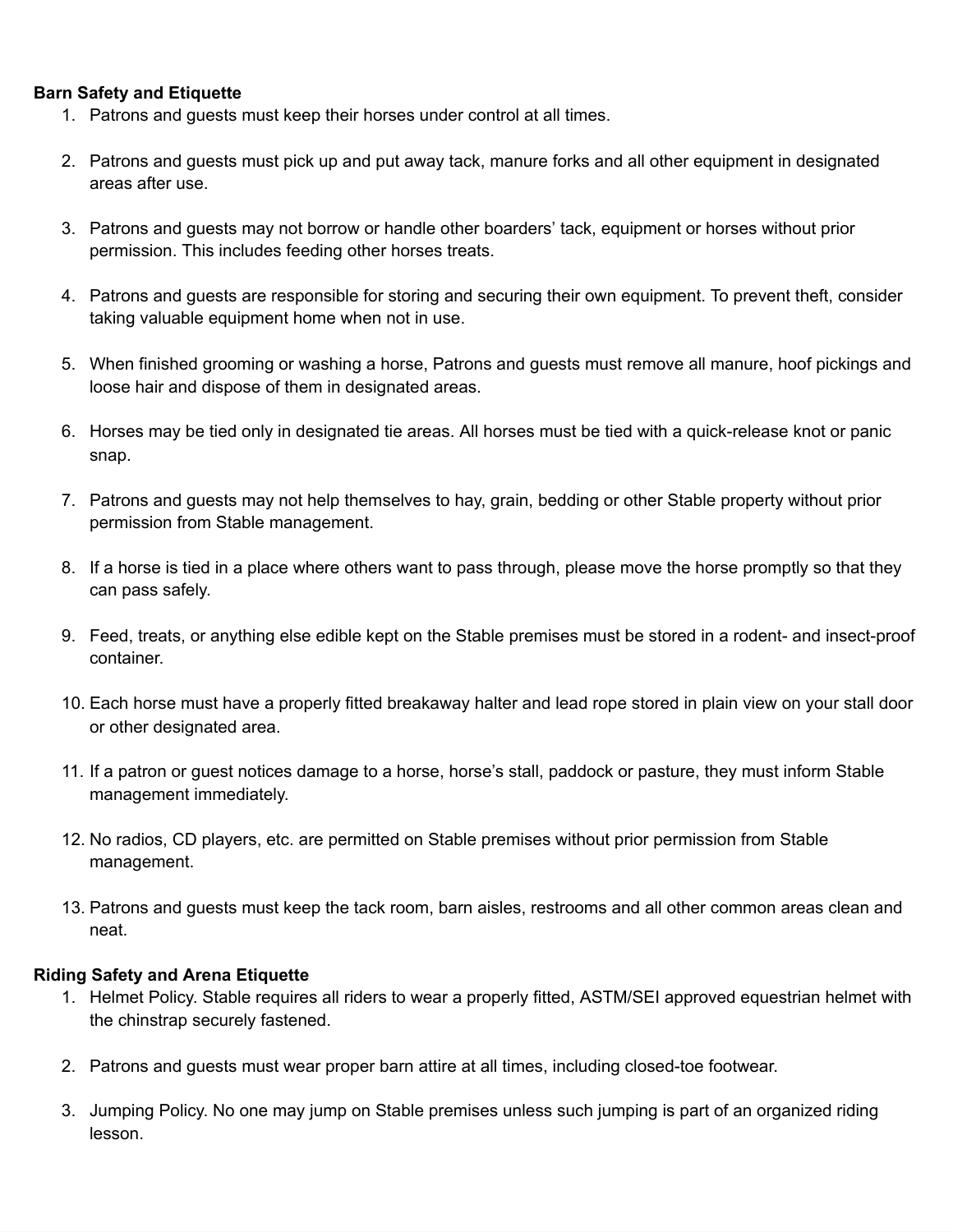**Barn Safety and Etiquette**

1. Patrons and guests must keep their horses under control at all times.

2. Patrons and guests must pick up and put away tack, manure forks and all other equipment in designated areas after use.

3. Patrons and guests may not borrow or handle other boarders' tack, equipment or horses without prior permission. This includes feeding other horses treats.

4. Patrons and guests are responsible for storing and securing their own equipment. To prevent theft, consider taking valuable equipment home when not in use.

5. When finished grooming or washing a horse, Patrons and guests must remove all manure, hoof pickings and loose hair and dispose of them in designated areas.

6. Horses may be tied only in designated tie areas. All horses must be tied with a quick-release knot or panic snap.

7. Patrons and guests may not help themselves to hay, grain, bedding or other Stable property without prior permission from Stable management.

8. If a horse is tied in a place where others want to pass through, please move the horse promptly so that they can pass safely.

9. Feed, treats, or anything else edible kept on the Stable premises must be stored in a rodent- and insect-proof container.

10. Each horse must have a properly fitted breakaway halter and lead rope stored in plain view on your stall door or other designated area.

11. If a patron or guest notices damage to a horse, horse's stall, paddock or pasture, they must inform Stable management immediately.

12. No radios, CD players, etc. are permitted on Stable premises without prior permission from Stable management.

13. Patrons and guests must keep the tack room, barn aisles, restrooms and all other common areas clean and neat.

**Riding Safety and Arena Etiquette**

1. Helmet Policy. Stable requires all riders to wear a properly fitted, ASTM/SEI approved equestrian helmet with the chinstrap securely fastened.

2. Patrons and guests must wear proper barn attire at all times, including closed-toe footwear.

3. Jumping Policy. No one may jump on Stable premises unless such jumping is part of an organized riding lesson.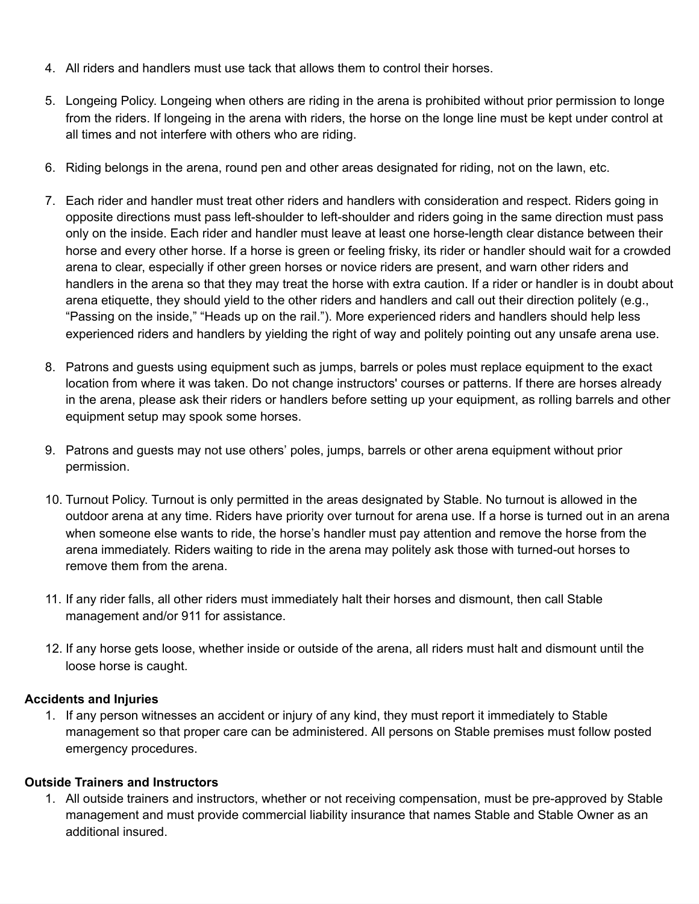4. All riders and handlers must use tack that allows them to control their horses.

5. Longeing Policy. Longeing when others are riding in the arena is prohibited without prior permission to longe from the riders. If longeing in the arena with riders, the horse on the longe line must be kept under control at all times and not interfere with others who are riding.

6. Riding belongs in the arena, round pen and other areas designated for riding, not on the lawn, etc.

7. Each rider and handler must treat other riders and handlers with consideration and respect. Riders going in opposite directions must pass left-shoulder to left-shoulder and riders going in the same direction must pass only on the inside. Each rider and handler must leave at least one horse-length clear distance between their horse and every other horse. If a horse is green or feeling frisky, its rider or handler should wait for a crowded arena to clear, especially if other green horses or novice riders are present, and warn other riders and handlers in the arena so that they may treat the horse with extra caution. If a rider or handler is in doubt about arena etiquette, they should yield to the other riders and handlers and call out their direction politely (e.g., "Passing on the inside," "Heads up on the rail."). More experienced riders and handlers should help less experienced riders and handlers by yielding the right of way and politely pointing out any unsafe arena use.

8. Patrons and guests using equipment such as jumps, barrels or poles must replace equipment to the exact location from where it was taken. Do not change instructors' courses or patterns. If there are horses already in the arena, please ask their riders or handlers before setting up your equipment, as rolling barrels and other equipment setup may spook some horses.

9. Patrons and guests may not use others' poles, jumps, barrels or other arena equipment without prior permission.

10. Turnout Policy. Turnout is only permitted in the areas designated by Stable. No turnout is allowed in the outdoor arena at any time. Riders have priority over turnout for arena use. If a horse is turned out in an arena when someone else wants to ride, the horse's handler must pay attention and remove the horse from the arena immediately. Riders waiting to ride in the arena may politely ask those with turned-out horses to remove them from the arena.

11. If any rider falls, all other riders must immediately halt their horses and dismount, then call Stable management and/or 911 for assistance.

12. If any horse gets loose, whether inside or outside of the arena, all riders must halt and dismount until the loose horse is caught.

**Accidents and Injuries**

1. If any person witnesses an accident or injury of any kind, they must report it immediately to Stable management so that proper care can be administered. All persons on Stable premises must follow posted emergency procedures.

**Outside Trainers and Instructors**

1. All outside trainers and instructors, whether or not receiving compensation, must be pre-approved by Stable management and must provide commercial liability insurance that names Stable and Stable Owner as an additional insured.